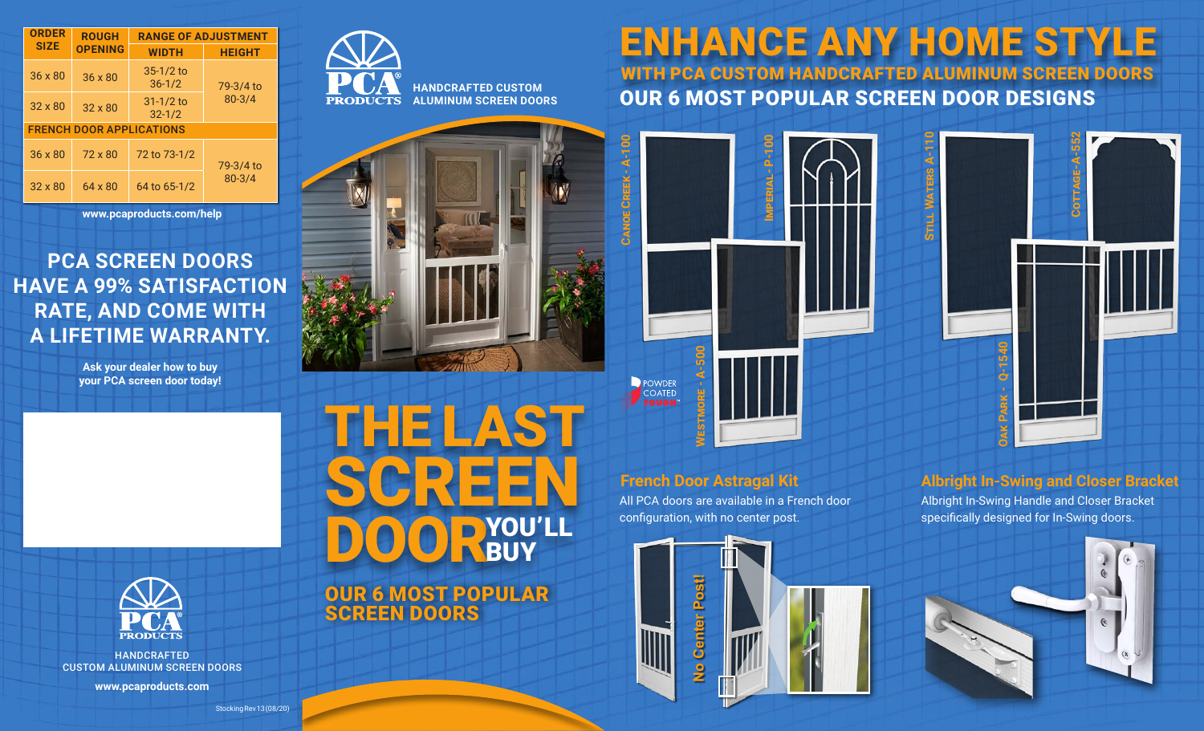| ORDER SIZE | ROUGH OPENING | RANGE OF ADJUSTMENT | |
|---|---|---|---|
| | | WIDTH | HEIGHT |
| 36 x 80 | 36 x 80 | 35-1/2 to 36-1/2 | 79-3/4 to 80-3/4 |
| 32 x 80 | 32 x 80 | 31-1/2 to 32-1/2 | |
| FRENCH DOOR APPLICATIONS | | | |
| 36 x 80 | 72 x 80 | 72 to 73-1/2 | 79-3/4 to 80-3/4 |
| 32 x 80 | 64 x 80 | 64 to 65-1/2 | |

www.pcaproducts.com/help

## PCA SCREEN DOORS HAVE A 99% SATISFACTION RATE, AND COME WITH A LIFETIME WARRANTY.

Ask your dealer how to buy your PCA screen door today!

PCA PRODUCTS

HANDCRAFTED CUSTOM ALUMINUM SCREEN DOORS

www.pcaproducts.com

Stocking Rev 13 (08/20)

PCA PRODUCTS

HANDCRAFTED CUSTOM ALUMINUM SCREEN DOORS

# THE LAST SCREEN DOOR YOU'LL BUY

## OUR 6 MOST POPULAR SCREEN DOORS

# ENHANCE ANY HOME STYLE

## WITH PCA CUSTOM HANDCRAFTED ALUMINUM SCREEN DOORS

## OUR 6 MOST POPULAR SCREEN DOOR DESIGNS

CANOE CREEK - A-100

IMPERIAL - P-100

WESTMORE - A-500

STILL WATERS A-110

COTTAGE-A-552

OAK PARK - Q-1540

POWDER COATED TOUGH

### French Door Astragal Kit

All PCA doors are available in a French door configuration, with no center post.

No Center Post!

### Albright In-Swing and Closer Bracket

Albright In-Swing Handle and Closer Bracket specifically designed for In-Swing doors.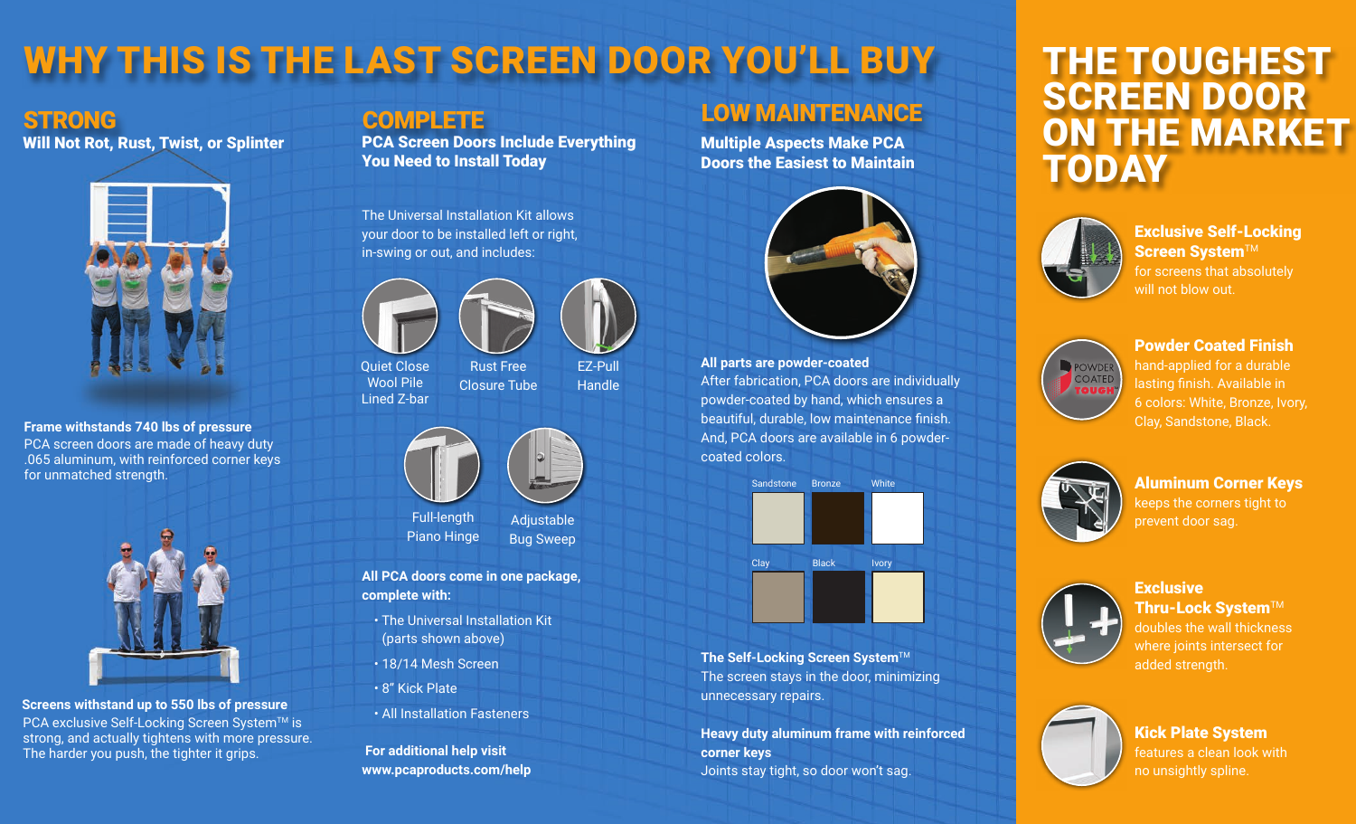# WHY THIS IS THE LAST SCREEN DOOR YOU'LL BUY

## STRONG

**Will Not Rot, Rust, Twist, or Splinter**

**Frame withstands 740 lbs of pressure**
PCA screen doors are made of heavy duty .065 aluminum, with reinforced corner keys for unmatched strength.

**Screens withstand up to 550 lbs of pressure**
PCA exclusive Self-Locking Screen System™ is strong, and actually tightens with more pressure. The harder you push, the tighter it grips.

## COMPLETE

**PCA Screen Doors Include Everything You Need to Install Today**

The Universal Installation Kit allows your door to be installed left or right, in-swing or out, and includes:

- Quiet Close Wool Pile Lined Z-bar
- Rust Free Closure Tube
- EZ-Pull Handle
- Full-length Piano Hinge
- Adjustable Bug Sweep

**All PCA doors come in one package, complete with:**

- The Universal Installation Kit (parts shown above)
- 18/14 Mesh Screen
- 8" Kick Plate
- All Installation Fasteners

**For additional help visit www.pcaproducts.com/help**

## LOW MAINTENANCE

**Multiple Aspects Make PCA Doors the Easiest to Maintain**

**All parts are powder-coated**
After fabrication, PCA doors are individually powder-coated by hand, which ensures a beautiful, durable, low maintenance finish. And, PCA doors are available in 6 powder-coated colors.

Sandstone, Bronze, White, Clay, Black, Ivory

**The Self-Locking Screen System™**
The screen stays in the door, minimizing unnecessary repairs.

**Heavy duty aluminum frame with reinforced corner keys**
Joints stay tight, so door won't sag.

# THE TOUGHEST SCREEN DOOR ON THE MARKET TODAY

**Exclusive Self-Locking Screen System™**
for screens that absolutely will not blow out.

**Powder Coated Finish**
hand-applied for a durable lasting finish. Available in 6 colors: White, Bronze, Ivory, Clay, Sandstone, Black.

**Aluminum Corner Keys**
keeps the corners tight to prevent door sag.

**Exclusive Thru-Lock System™**
doubles the wall thickness where joints intersect for added strength.

**Kick Plate System**
features a clean look with no unsightly spline.